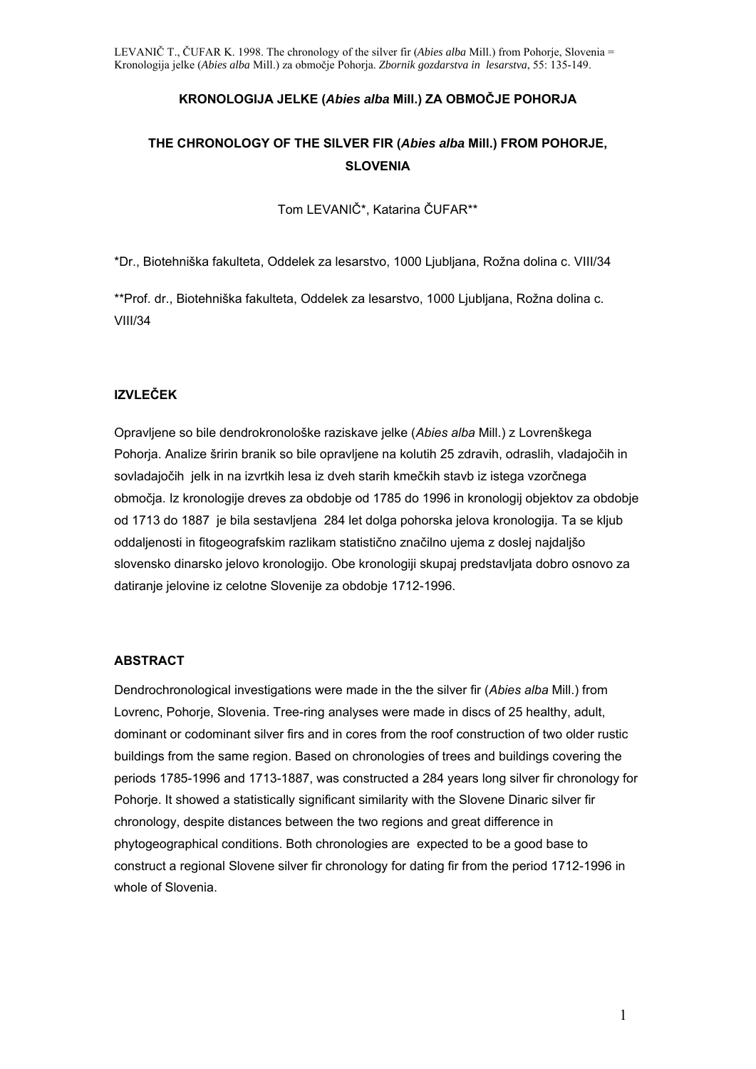LEVANIČ T., ČUFAR K. 1998. The chronology of the silver fir (*Abies alba* Mill.) from Pohorje, Slovenia = Kronologija jelke (*Abies alba* Mill.) za območje Pohorja. *Zbornik gozdarstva in lesarstva*, 55: 135-149.

# KRONOLOGIJA JELKE (*Abies alba* Mill.) ZA OBMOČJE POHORJA

# THE CHRONOLOGY OF THE SILVER FIR (*Abies alba* Mill.) FROM POHORJE, SLOVENIA

Tom LEVANIČ*, Katarina ČUFAR**

*Dr., Biotehniška fakulteta, Oddelek za lesarstvo, 1000 Ljubljana, Rožna dolina c. VIII/34

**Prof. dr., Biotehniška fakulteta, Oddelek za lesarstvo, 1000 Ljubljana, Rožna dolina c. VIII/34

## IZVLEČEK

Opravljene so bile dendrokronološke raziskave jelke (*Abies alba* Mill.) z Lovrenškega Pohorja. Analize širin branik so bile opravljene na kolutih 25 zdravih, odraslih, vladajočih in sovladajočih jelk in na izvrtkih lesa iz dveh starih kmečkih stavb iz istega vzorčnega območja. Iz kronologije dreves za obdobje od 1785 do 1996 in kronologij objektov za obdobje od 1713 do 1887 je bila sestavljena 284 let dolga pohorska jelova kronologija. Ta se kljub oddaljenosti in fitogeografskim razlikam statistično značilno ujema z doslej najdaljšo slovensko dinarsko jelovo kronologijo. Obe kronologiji skupaj predstavljata dobro osnovo za datiranje jelovine iz celotne Slovenije za obdobje 1712-1996.

## ABSTRACT

Dendrochronological investigations were made in the the silver fir (*Abies alba* Mill.) from Lovrenc, Pohorje, Slovenia. Tree-ring analyses were made in discs of 25 healthy, adult, dominant or codominant silver firs and in cores from the roof construction of two older rustic buildings from the same region. Based on chronologies of trees and buildings covering the periods 1785-1996 and 1713-1887, was constructed a 284 years long silver fir chronology for Pohorje. It showed a statistically significant similarity with the Slovene Dinaric silver fir chronology, despite distances between the two regions and great difference in phytogeographical conditions. Both chronologies are expected to be a good base to construct a regional Slovene silver fir chronology for dating fir from the period 1712-1996 in whole of Slovenia.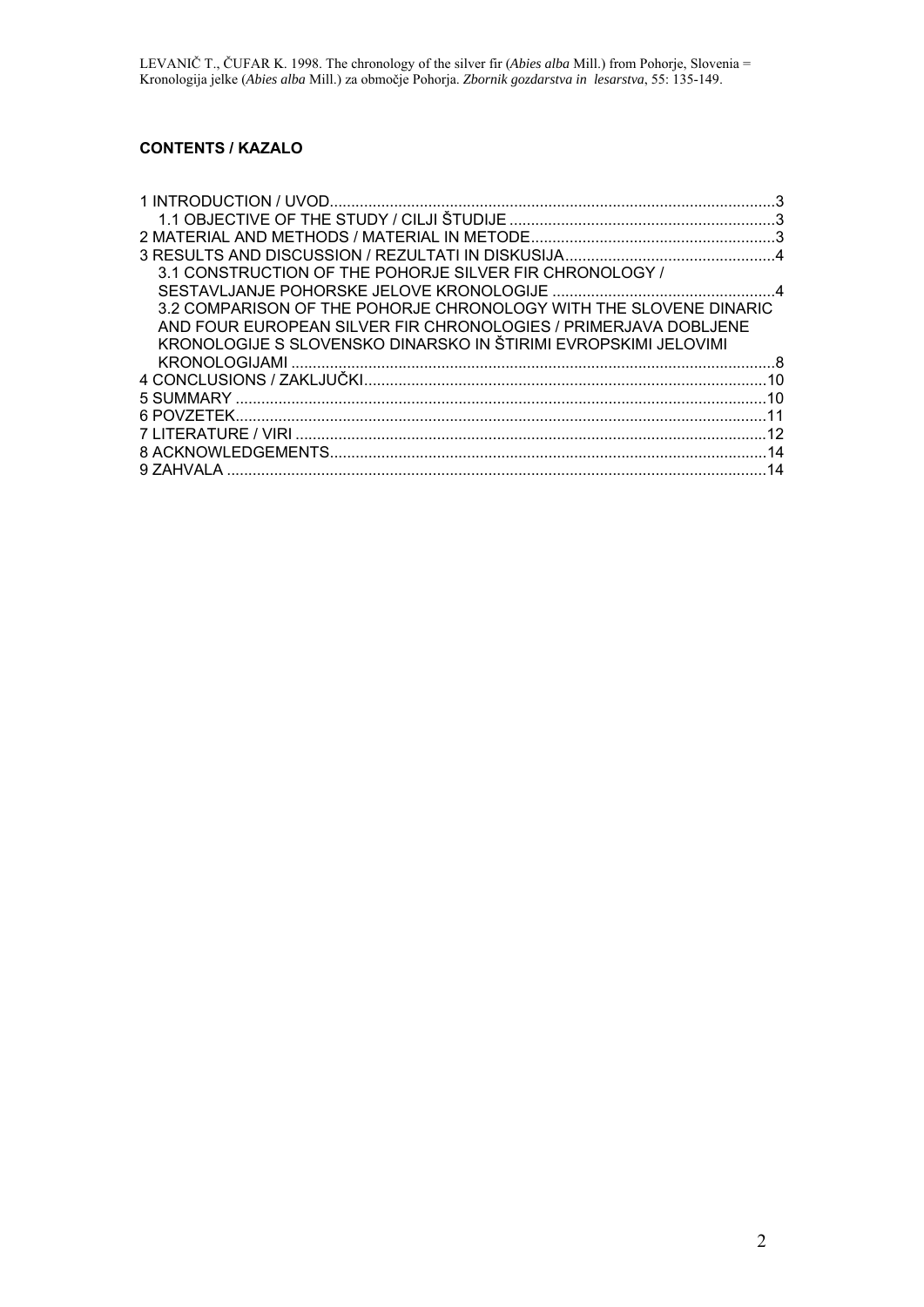**CONTENTS / KAZALO**

1 INTRODUCTION / UVOD....................................................................................................3
 1.1 OBJECTIVE OF THE STUDY / CILJI ŠTUDIJE ..............................................................3
2 MATERIAL AND METHODS / MATERIAL IN METODE.........................................................3
3 RESULTS AND DISCUSSION / REZULTATI IN DISKUSIJA..................................................4
 3.1 CONSTRUCTION OF THE POHORJE SILVER FIR CHRONOLOGY / SESTAVLJANJE POHORSKE JELOVE KRONOLOGIJE ....................................................4
 3.2 COMPARISON OF THE POHORJE CHRONOLOGY WITH THE SLOVENE DINARIC AND FOUR EUROPEAN SILVER FIR CHRONOLOGIES / PRIMERJAVA DOBLJENE KRONOLOGIJE S SLOVENSKO DINARSKO IN ŠTIRIMI EVROPSKIMI JELOVIMI KRONOLOGIJAMI ................................................................................................................8
4 CONCLUSIONS / ZAKLJUČKI.............................................................................................10
5 SUMMARY ...........................................................................................................................10
6 POVZETEK...........................................................................................................................11
7 LITERATURE / VIRI .............................................................................................................12
8 ACKNOWLEDGEMENTS.....................................................................................................14
9 ZAHVALA .............................................................................................................................14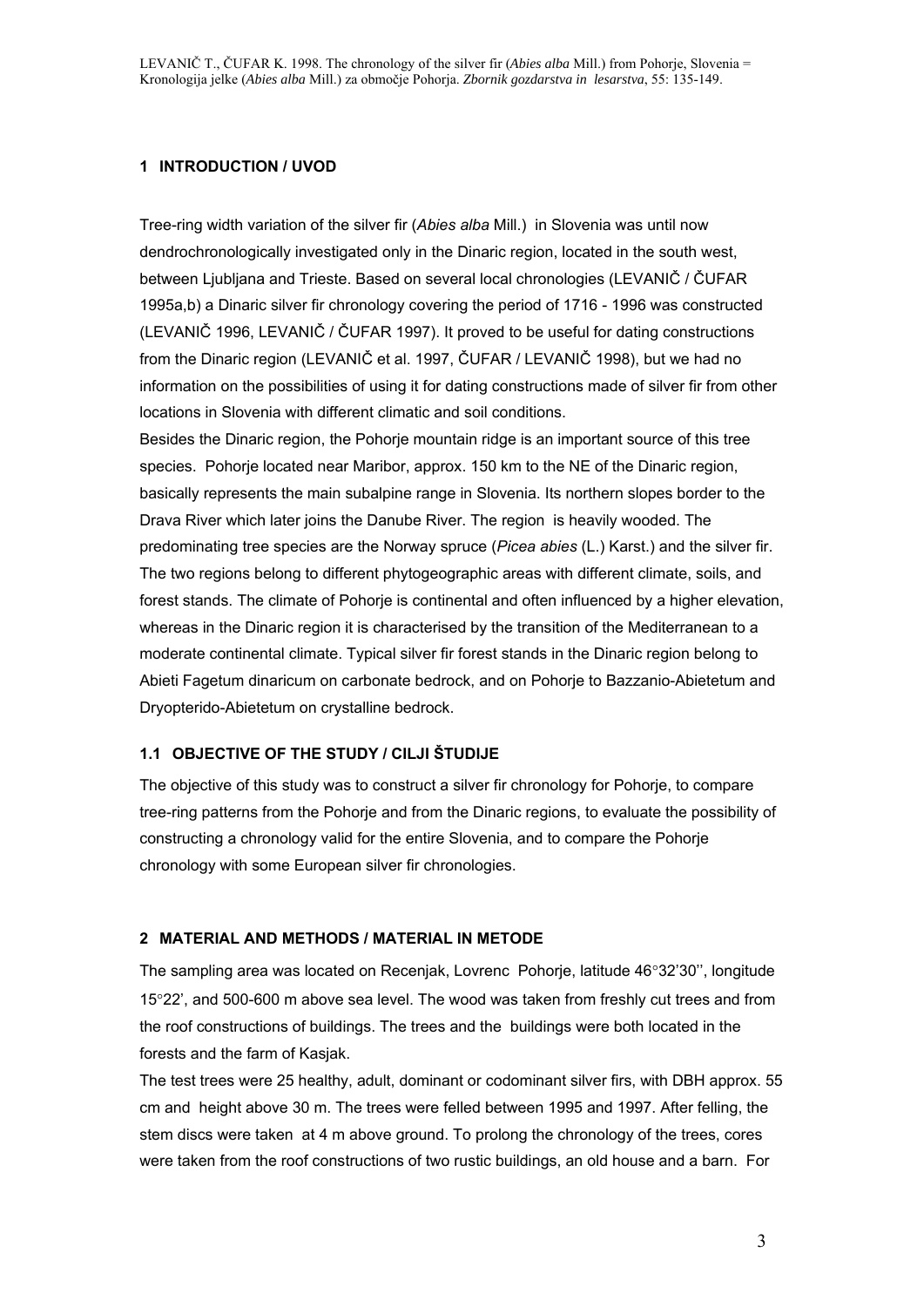## 1 INTRODUCTION / UVOD

Tree-ring width variation of the silver fir (*Abies alba* Mill.) in Slovenia was until now dendrochronologically investigated only in the Dinaric region, located in the south west, between Ljubljana and Trieste. Based on several local chronologies (LEVANIČ / ČUFAR 1995a,b) a Dinaric silver fir chronology covering the period of 1716 - 1996 was constructed (LEVANIČ 1996, LEVANIČ / ČUFAR 1997). It proved to be useful for dating constructions from the Dinaric region (LEVANIČ et al. 1997, ČUFAR / LEVANIČ 1998), but we had no information on the possibilities of using it for dating constructions made of silver fir from other locations in Slovenia with different climatic and soil conditions.

Besides the Dinaric region, the Pohorje mountain ridge is an important source of this tree species. Pohorje located near Maribor, approx. 150 km to the NE of the Dinaric region, basically represents the main subalpine range in Slovenia. Its northern slopes border to the Drava River which later joins the Danube River. The region is heavily wooded. The predominating tree species are the Norway spruce (*Picea abies* (L.) Karst.) and the silver fir. The two regions belong to different phytogeographic areas with different climate, soils, and forest stands. The climate of Pohorje is continental and often influenced by a higher elevation, whereas in the Dinaric region it is characterised by the transition of the Mediterranean to a moderate continental climate. Typical silver fir forest stands in the Dinaric region belong to Abieti Fagetum dinaricum on carbonate bedrock, and on Pohorje to Bazzanio-Abietetum and Dryopterido-Abietetum on crystalline bedrock.

### 1.1 OBJECTIVE OF THE STUDY / CILJI ŠTUDIJE

The objective of this study was to construct a silver fir chronology for Pohorje, to compare tree-ring patterns from the Pohorje and from the Dinaric regions, to evaluate the possibility of constructing a chronology valid for the entire Slovenia, and to compare the Pohorje chronology with some European silver fir chronologies.

## 2 MATERIAL AND METHODS / MATERIAL IN METODE

The sampling area was located on Recenjak, Lovrenc Pohorje, latitude 46°32'30'', longitude 15°22', and 500-600 m above sea level. The wood was taken from freshly cut trees and from the roof constructions of buildings. The trees and the buildings were both located in the forests and the farm of Kasjak.

The test trees were 25 healthy, adult, dominant or codominant silver firs, with DBH approx. 55 cm and height above 30 m. The trees were felled between 1995 and 1997. After felling, the stem discs were taken at 4 m above ground. To prolong the chronology of the trees, cores were taken from the roof constructions of two rustic buildings, an old house and a barn. For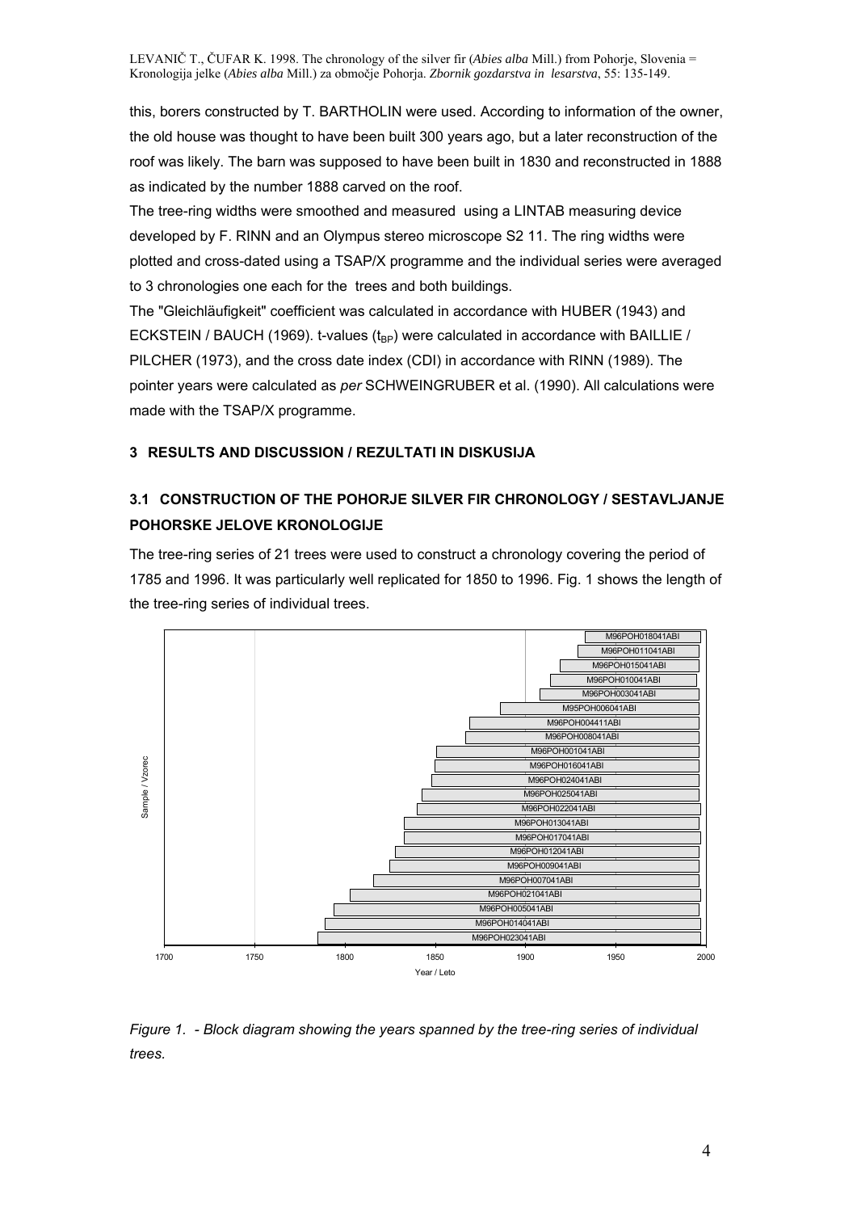this, borers constructed by T. BARTHOLIN were used. According to information of the owner, the old house was thought to have been built 300 years ago, but a later reconstruction of the roof was likely. The barn was supposed to have been built in 1830 and reconstructed in 1888 as indicated by the number 1888 carved on the roof.

The tree-ring widths were smoothed and measured using a LINTAB measuring device developed by F. RINN and an Olympus stereo microscope S2 11. The ring widths were plotted and cross-dated using a TSAP/X programme and the individual series were averaged to 3 chronologies one each for the trees and both buildings.

The "Gleichläufigkeit" coefficient was calculated in accordance with HUBER (1943) and ECKSTEIN / BAUCH (1969). t-values ($t_{BP}$) were calculated in accordance with BAILLIE / PILCHER (1973), and the cross date index (CDI) in accordance with RINN (1989). The pointer years were calculated as *per* SCHWEINGRUBER et al. (1990). All calculations were made with the TSAP/X programme.

## 3 RESULTS AND DISCUSSION / REZULTATI IN DISKUSIJA

### 3.1 CONSTRUCTION OF THE POHORJE SILVER FIR CHRONOLOGY / SESTAVLJANJE POHORSKE JELOVE KRONOLOGIJE

The tree-ring series of 21 trees were used to construct a chronology covering the period of 1785 and 1996. It was particularly well replicated for 1850 to 1996. Fig. 1 shows the length of the tree-ring series of individual trees.

*Figure 1. - Block diagram showing the years spanned by the tree-ring series of individual trees.*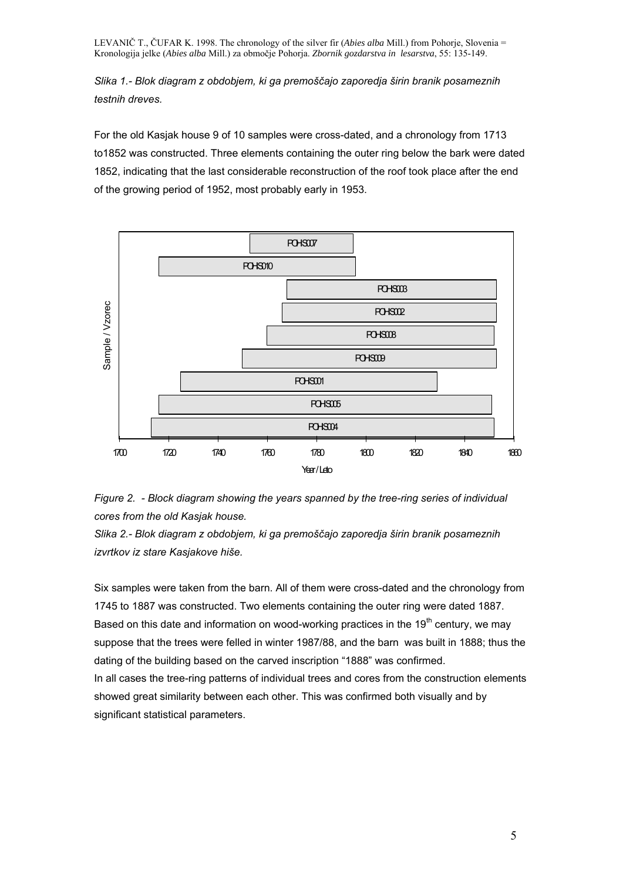*Slika 1.- Blok diagram z obdobjem, ki ga premoščajo zaporedja širin branik posameznih testnih dreves.*

For the old Kasjak house 9 of 10 samples were cross-dated, and a chronology from 1713 to1852 was constructed. Three elements containing the outer ring below the bark were dated 1852, indicating that the last considerable reconstruction of the roof took place after the end of the growing period of 1952, most probably early in 1953.

*Figure 2. - Block diagram showing the years spanned by the tree-ring series of individual cores from the old Kasjak house.*

*Slika 2.- Blok diagram z obdobjem, ki ga premoščajo zaporedja širin branik posameznih izvrtkov iz stare Kasjakove hiše.*

Six samples were taken from the barn. All of them were cross-dated and the chronology from 1745 to 1887 was constructed. Two elements containing the outer ring were dated 1887. Based on this date and information on wood-working practices in the 19th century, we may suppose that the trees were felled in winter 1987/88, and the barn was built in 1888; thus the dating of the building based on the carved inscription "1888" was confirmed.

In all cases the tree-ring patterns of individual trees and cores from the construction elements showed great similarity between each other. This was confirmed both visually and by significant statistical parameters.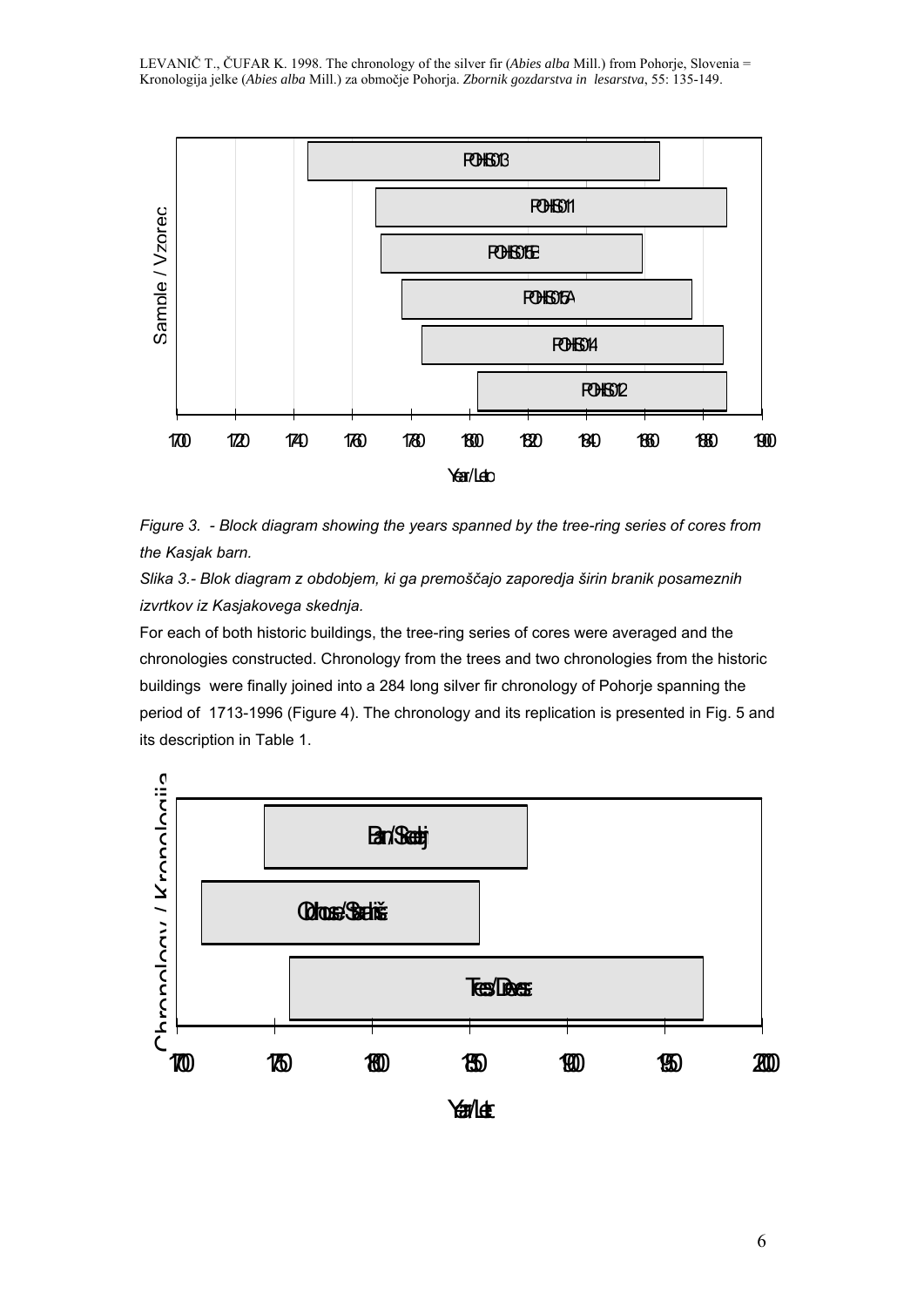*Figure 3. - Block diagram showing the years spanned by the tree-ring series of cores from the Kasjak barn.*

*Slika 3.- Blok diagram z obdobjem, ki ga premoščajo zaporedja širin branik posameznih izvrtkov iz Kasjakovega skednja.*

For each of both historic buildings, the tree-ring series of cores were averaged and the chronologies constructed. Chronology from the trees and two chronologies from the historic buildings were finally joined into a 284 long silver fir chronology of Pohorje spanning the period of 1713-1996 (Figure 4). The chronology and its replication is presented in Fig. 5 and its description in Table 1.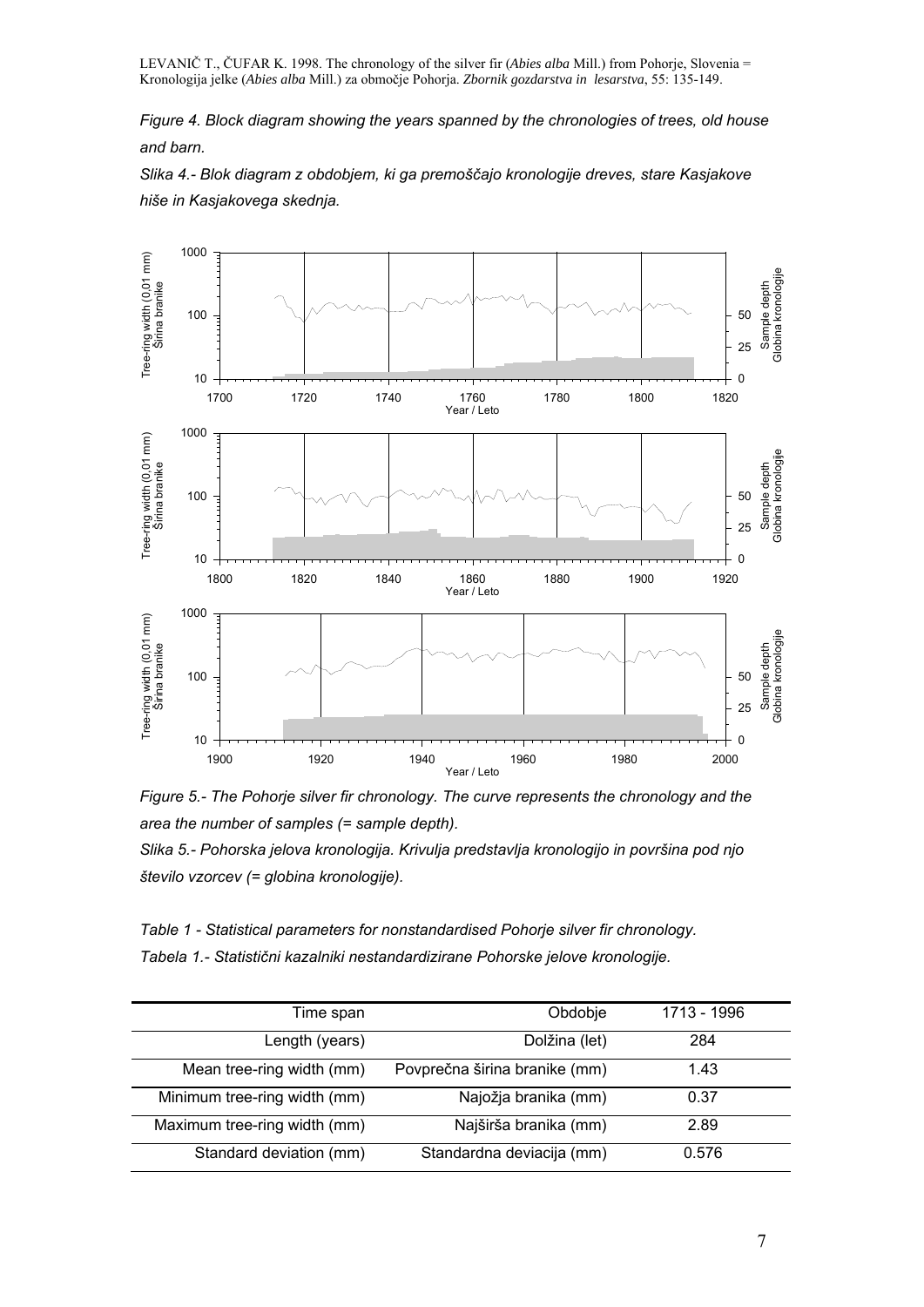*Figure 4. Block diagram showing the years spanned by the chronologies of trees, old house and barn.*

*Slika 4.- Blok diagram z obdobjem, ki ga premoščajo kronologije dreves, stare Kasjakove hiše in Kasjakovega skednja.*

*Figure 5.- The Pohorje silver fir chronology. The curve represents the chronology and the area the number of samples (= sample depth).*

*Slika 5.- Pohorska jelova kronologija. Krivulja predstavlja kronologijo in površina pod njo število vzorcev (= globina kronologije).*

*Table 1 - Statistical parameters for nonstandardised Pohorje silver fir chronology.*

*Tabela 1.- Statistični kazalniki nestandardizirane Pohorske jelove kronologije.*

| Time span | Obdobje | 1713 - 1996 |
|---|---|---|
| Length (years) | Dolžina (let) | 284 |
| Mean tree-ring width (mm) | Povprečna širina branike (mm) | 1.43 |
| Minimum tree-ring width (mm) | Najožja branika (mm) | 0.37 |
| Maximum tree-ring width (mm) | Najširša branika (mm) | 2.89 |
| Standard deviation (mm) | Standardna deviacija (mm) | 0.576 |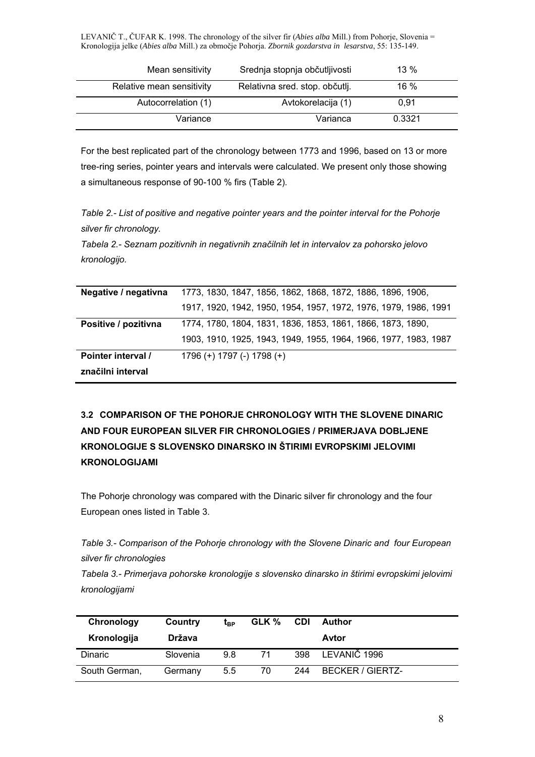| Mean sensitivity | Srednja stopnja občutljivosti | 13 % |
|---|---|---|
| Relative mean sensitivity | Relativna sred. stop. občutlj. | 16 % |
| Autocorrelation (1) | Avtokorelacija (1) | 0,91 |
| Variance | Varianca | 0.3321 |

For the best replicated part of the chronology between 1773 and 1996, based on 13 or more tree-ring series, pointer years and intervals were calculated. We present only those showing a simultaneous response of 90-100 % firs (Table 2).

*Table 2.- List of positive and negative pointer years and the pointer interval for the Pohorje silver fir chronology.*

*Tabela 2.- Seznam pozitivnih in negativnih značilnih let in intervalov za pohorsko jelovo kronologijo.*

| | |
|---|---|
| **Negative / negativna** | 1773, 1830, 1847, 1856, 1862, 1868, 1872, 1886, 1896, 1906, 1917, 1920, 1942, 1950, 1954, 1957, 1972, 1976, 1979, 1986, 1991 |
| **Positive / pozitivna** | 1774, 1780, 1804, 1831, 1836, 1853, 1861, 1866, 1873, 1890, 1903, 1910, 1925, 1943, 1949, 1955, 1964, 1966, 1977, 1983, 1987 |
| **Pointer interval / značilni interval** | 1796 (+) 1797 (-) 1798 (+) |

### 3.2 COMPARISON OF THE POHORJE CHRONOLOGY WITH THE SLOVENE DINARIC AND FOUR EUROPEAN SILVER FIR CHRONOLOGIES / PRIMERJAVA DOBLJENE KRONOLOGIJE S SLOVENSKO DINARSKO IN ŠTIRIMI EVROPSKIMI JELOVIMI KRONOLOGIJAMI

The Pohorje chronology was compared with the Dinaric silver fir chronology and the four European ones listed in Table 3.

*Table 3.- Comparison of the Pohorje chronology with the Slovene Dinaric and four European silver fir chronologies*

*Tabela 3.- Primerjava pohorske kronologije s slovensko dinarsko in štirimi evropskimi jelovimi kronologijami*

| Chronology Kronologija | Country Država | $t_{BP}$ | GLK % | CDI | Author Avtor |
|---|---|---|---|---|---|
| Dinaric | Slovenia | 9.8 | 71 | 398 | LEVANIČ 1996 |
| South German, | Germany | 5.5 | 70 | 244 | BECKER / GIERTZ- |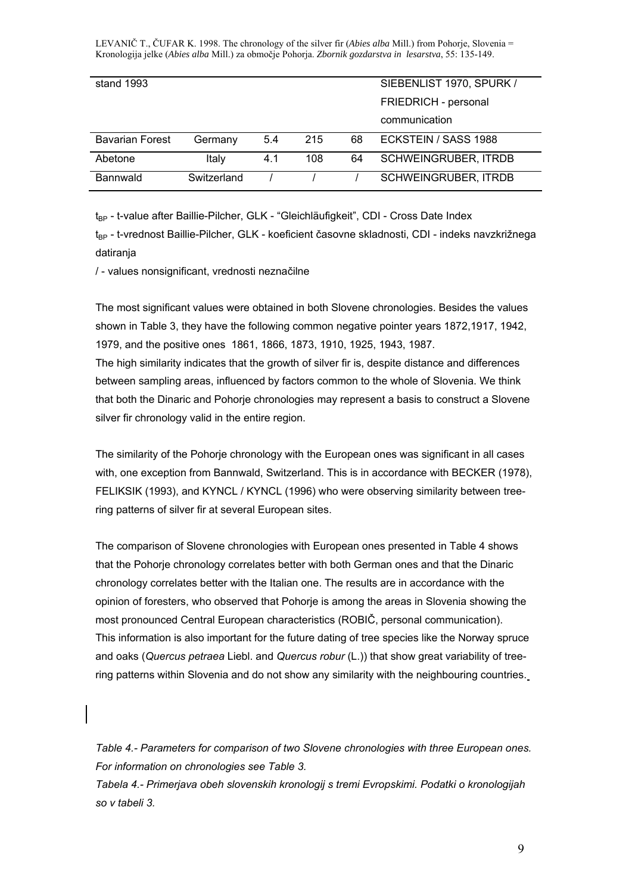| stand 1993 | | | | | SIEBENLIST 1970, SPURK / FRIEDRICH - personal communication |
|---|---|---|---|---|---|
| Bavarian Forest | Germany | 5.4 | 215 | 68 | ECKSTEIN / SASS 1988 |
| Abetone | Italy | 4.1 | 108 | 64 | SCHWEINGRUBER, ITRDB |
| Bannwald | Switzerland | / | / | / | SCHWEINGRUBER, ITRDB |

$t_{BP}$ - t-value after Baillie-Pilcher, GLK - "Gleichläufigkeit", CDI - Cross Date Index

$t_{BP}$ - t-vrednost Baillie-Pilcher, GLK - koeficient časovne skladnosti, CDI - indeks navzkrižnega datiranja

/ - values nonsignificant, vrednosti neznačilne

The most significant values were obtained in both Slovene chronologies. Besides the values shown in Table 3, they have the following common negative pointer years 1872,1917, 1942, 1979, and the positive ones 1861, 1866, 1873, 1910, 1925, 1943, 1987.
The high similarity indicates that the growth of silver fir is, despite distance and differences between sampling areas, influenced by factors common to the whole of Slovenia. We think that both the Dinaric and Pohorje chronologies may represent a basis to construct a Slovene silver fir chronology valid in the entire region.

The similarity of the Pohorje chronology with the European ones was significant in all cases with, one exception from Bannwald, Switzerland. This is in accordance with BECKER (1978), FELIKSIK (1993), and KYNCL / KYNCL (1996) who were observing similarity between tree-ring patterns of silver fir at several European sites.

The comparison of Slovene chronologies with European ones presented in Table 4 shows that the Pohorje chronology correlates better with both German ones and that the Dinaric chronology correlates better with the Italian one. The results are in accordance with the opinion of foresters, who observed that Pohorje is among the areas in Slovenia showing the most pronounced Central European characteristics (ROBIČ, personal communication). This information is also important for the future dating of tree species like the Norway spruce and oaks (*Quercus petraea* Liebl. and *Quercus robur* (L.)) that show great variability of tree-ring patterns within Slovenia and do not show any similarity with the neighbouring countries.

*Table 4.- Parameters for comparison of two Slovene chronologies with three European ones. For information on chronologies see Table 3.*

*Tabela 4.- Primerjava obeh slovenskih kronologij s tremi Evropskimi. Podatki o kronologijah so v tabeli 3.*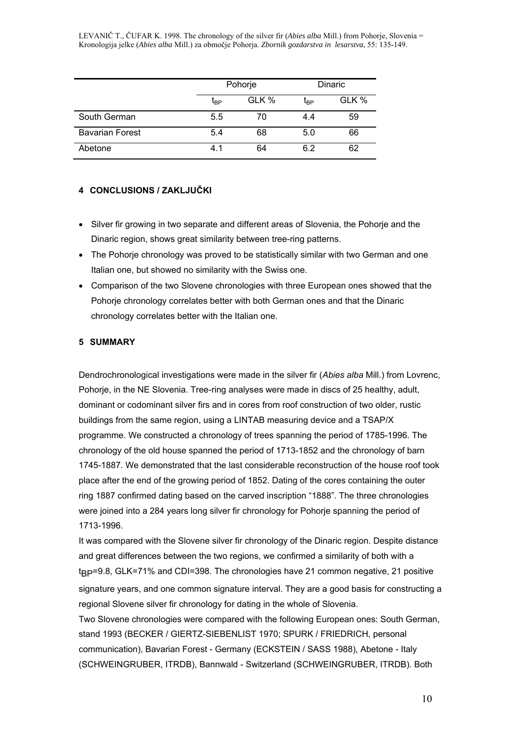|  | Pohorje |  | Dinaric |  |
|---|---|---|---|---|
|  | $t_{BP}$ | GLK % | $t_{BP}$ | GLK % |
| South German | 5.5 | 70 | 4.4 | 59 |
| Bavarian Forest | 5.4 | 68 | 5.0 | 66 |
| Abetone | 4.1 | 64 | 6.2 | 62 |

## 4 CONCLUSIONS / ZAKLJUČKI

- Silver fir growing in two separate and different areas of Slovenia, the Pohorje and the Dinaric region, shows great similarity between tree-ring patterns.
- The Pohorje chronology was proved to be statistically similar with two German and one Italian one, but showed no similarity with the Swiss one.
- Comparison of the two Slovene chronologies with three European ones showed that the Pohorje chronology correlates better with both German ones and that the Dinaric chronology correlates better with the Italian one.

## 5 SUMMARY

Dendrochronological investigations were made in the silver fir (*Abies alba* Mill.) from Lovrenc, Pohorje, in the NE Slovenia. Tree-ring analyses were made in discs of 25 healthy, adult, dominant or codominant silver firs and in cores from roof construction of two older, rustic buildings from the same region, using a LINTAB measuring device and a TSAP/X programme. We constructed a chronology of trees spanning the period of 1785-1996. The chronology of the old house spanned the period of 1713-1852 and the chronology of barn 1745-1887. We demonstrated that the last considerable reconstruction of the house roof took place after the end of the growing period of 1852. Dating of the cores containing the outer ring 1887 confirmed dating based on the carved inscription "1888". The three chronologies were joined into a 284 years long silver fir chronology for Pohorje spanning the period of 1713-1996.

It was compared with the Slovene silver fir chronology of the Dinaric region. Despite distance and great differences between the two regions, we confirmed a similarity of both with a $t_{BP}$=9.8, GLK=71% and CDI=398. The chronologies have 21 common negative, 21 positive signature years, and one common signature interval. They are a good basis for constructing a regional Slovene silver fir chronology for dating in the whole of Slovenia.

Two Slovene chronologies were compared with the following European ones: South German, stand 1993 (BECKER / GIERTZ-SIEBENLIST 1970; SPURK / FRIEDRICH, personal communication), Bavarian Forest - Germany (ECKSTEIN / SASS 1988), Abetone - Italy (SCHWEINGRUBER, ITRDB), Bannwald - Switzerland (SCHWEINGRUBER, ITRDB). Both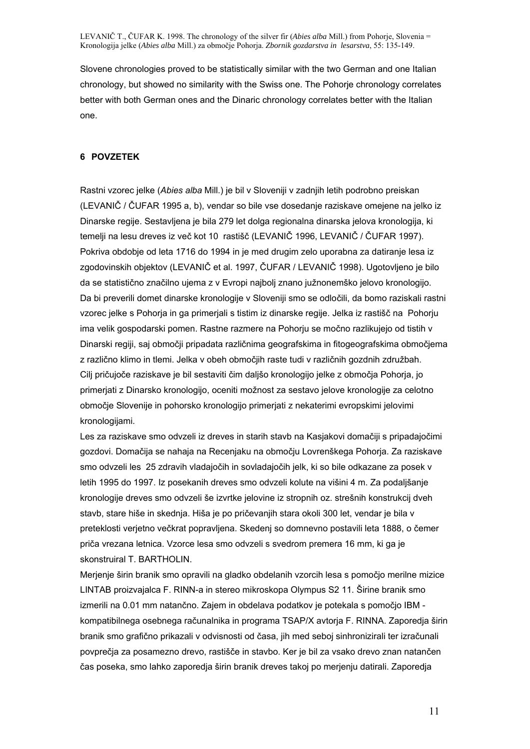Slovene chronologies proved to be statistically similar with the two German and one Italian chronology, but showed no similarity with the Swiss one. The Pohorje chronology correlates better with both German ones and the Dinaric chronology correlates better with the Italian one.

## 6 POVZETEK

Rastni vzorec jelke (*Abies alba* Mill.) je bil v Sloveniji v zadnjih letih podrobno preiskan (LEVANIČ / ČUFAR 1995 a, b), vendar so bile vse dosedanje raziskave omejene na jelko iz Dinarske regije. Sestavljena je bila 279 let dolga regionalna dinarska jelova kronologija, ki temelji na lesu dreves iz več kot 10 rastišč (LEVANIČ 1996, LEVANIČ / ČUFAR 1997). Pokriva obdobje od leta 1716 do 1994 in je med drugim zelo uporabna za datiranje lesa iz zgodovinskih objektov (LEVANIČ et al. 1997, ČUFAR / LEVANIČ 1998). Ugotovljeno je bilo da se statistično značilno ujema z v Evropi najbolj znano južnonemško jelovo kronologijo. Da bi preverili domet dinarske kronologije v Sloveniji smo se odločili, da bomo raziskali rastni vzorec jelke s Pohorja in ga primerjali s tistim iz dinarske regije. Jelka iz rastišč na Pohorju ima velik gospodarski pomen. Rastne razmere na Pohorju se močno razlikujejo od tistih v Dinarski regiji, saj območji pripadata različnima geografskima in fitogeografskima območjema z različno klimo in tlemi. Jelka v obeh območjih raste tudi v različnih gozdnih združbah. Cilj pričujoče raziskave je bil sestaviti čim daljšo kronologijo jelke z območja Pohorja, jo primerjati z Dinarsko kronologijo, oceniti možnost za sestavo jelove kronologije za celotno območje Slovenije in pohorsko kronologijo primerjati z nekaterimi evropskimi jelovimi kronologijami.

Les za raziskave smo odvzeli iz dreves in starih stavb na Kasjakovi domačiji s pripadajočimi gozdovi. Domačija se nahaja na Recenjaku na območju Lovrenškega Pohorja. Za raziskave smo odvzeli les 25 zdravih vladajočih in sovladajočih jelk, ki so bile odkazane za posek v letih 1995 do 1997. Iz posekanih dreves smo odvzeli kolute na višini 4 m. Za podaljšanje kronologije dreves smo odvzeli še izvrtke jelovine iz stropnih oz. strešnih konstrukcij dveh stavb, stare hiše in skednja. Hiša je po pričevanjih stara okoli 300 let, vendar je bila v preteklosti verjetno večkrat popravljena. Skedenj so domnevno postavili leta 1888, o čemer priča vrezana letnica. Vzorce lesa smo odvzeli s svedrom premera 16 mm, ki ga je skonstruiral T. BARTHOLIN.

Merjenje širin branik smo opravili na gladko obdelanih vzorcih lesa s pomočjo merilne mizice LINTAB proizvajalca F. RINN-a in stereo mikroskopa Olympus S2 11. Širine branik smo izmerili na 0.01 mm natančno. Zajem in obdelava podatkov je potekala s pomočjo IBM - kompatibilnega osebnega računalnika in programa TSAP/X avtorja F. RINNA. Zaporedja širin branik smo grafično prikazali v odvisnosti od časa, jih med seboj sinhronizirali ter izračunali povprečja za posamezno drevo, rastišče in stavbo. Ker je bil za vsako drevo znan natančen čas poseka, smo lahko zaporedja širin branik dreves takoj po merjenju datirali. Zaporedja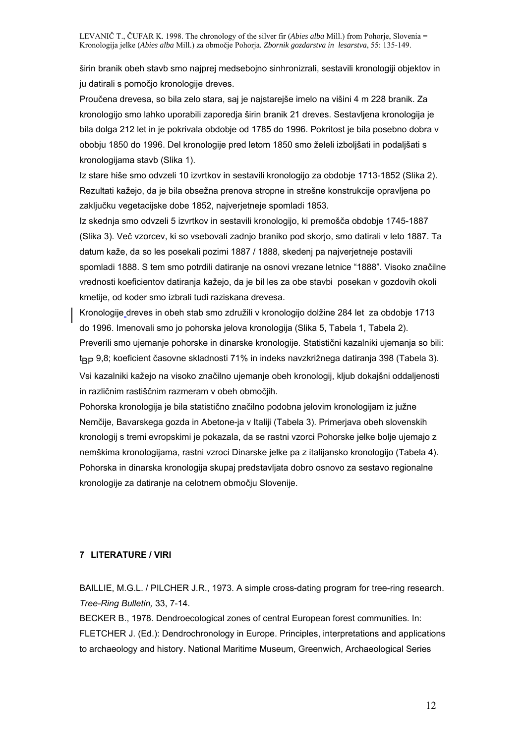širin branik obeh stavb smo najprej medsebojno sinhronizrali, sestavili kronologiji objektov in ju datirali s pomočjo kronologije dreves.

Proučena drevesa, so bila zelo stara, saj je najstarejše imelo na višini 4 m 228 branik. Za kronologijo smo lahko uporabili zaporedja širin branik 21 dreves. Sestavljena kronologija je bila dolga 212 let in je pokrivala obdobje od 1785 do 1996. Pokritost je bila posebno dobra v obobju 1850 do 1996. Del kronologije pred letom 1850 smo želeli izboljšati in podaljšati s kronologijama stavb (Slika 1).

Iz stare hiše smo odvzeli 10 izvrtkov in sestavili kronologijo za obdobje 1713-1852 (Slika 2). Rezultati kažejo, da je bila obsežna prenova stropne in strešne konstrukcije opravljena po zaključku vegetacijske dobe 1852, najverjetneje spomladi 1853.

Iz skednja smo odvzeli 5 izvrtkov in sestavili kronologijo, ki premošča obdobje 1745-1887 (Slika 3). Več vzorcev, ki so vsebovali zadnjo braniko pod skorjo, smo datirali v leto 1887. Ta datum kaže, da so les posekali pozimi 1887 / 1888, skedenj pa najverjetneje postavili spomladi 1888. S tem smo potrdili datiranje na osnovi vrezane letnice “1888”. Visoko značilne vrednosti koeficientov datiranja kažejo, da je bil les za obe stavbi posekan v gozdovih okoli kmetije, od koder smo izbrali tudi raziskana drevesa.

Kronologije dreves in obeh stab smo združili v kronologijo dolžine 284 let za obdobje 1713 do 1996. Imenovali smo jo pohorska jelova kronologija (Slika 5, Tabela 1, Tabela 2).

Preverili smo ujemanje pohorske in dinarske kronologije. Statistični kazalniki ujemanja so bili: $t_{BP}$ 9,8; koeficient časovne skladnosti 71% in indeks navzkrižnega datiranja 398 (Tabela 3). Vsi kazalniki kažejo na visoko značilno ujemanje obeh kronologij, kljub dokajšni oddaljenosti in različnim rastiščnim razmeram v obeh območjih.

Pohorska kronologija je bila statistično značilno podobna jelovim kronologijam iz južne Nemčije, Bavarskega gozda in Abetone-ja v Italiji (Tabela 3). Primerjava obeh slovenskih kronologij s tremi evropskimi je pokazala, da se rastni vzorci Pohorske jelke bolje ujemajo z nemškima kronologijama, rastni vzroci Dinarske jelke pa z italijansko kronologijo (Tabela 4). Pohorska in dinarska kronologija skupaj predstavljata dobro osnovo za sestavo regionalne kronologije za datiranje na celotnem območju Slovenije.

## 7 LITERATURE / VIRI

BAILLIE, M.G.L. / PILCHER J.R., 1973. A simple cross-dating program for tree-ring research. *Tree-Ring Bulletin,* 33, 7-14.

BECKER B., 1978. Dendroecological zones of central European forest communities. In: FLETCHER J. (Ed.): Dendrochronology in Europe. Principles, interpretations and applications to archaeology and history. National Maritime Museum, Greenwich, Archaeological Series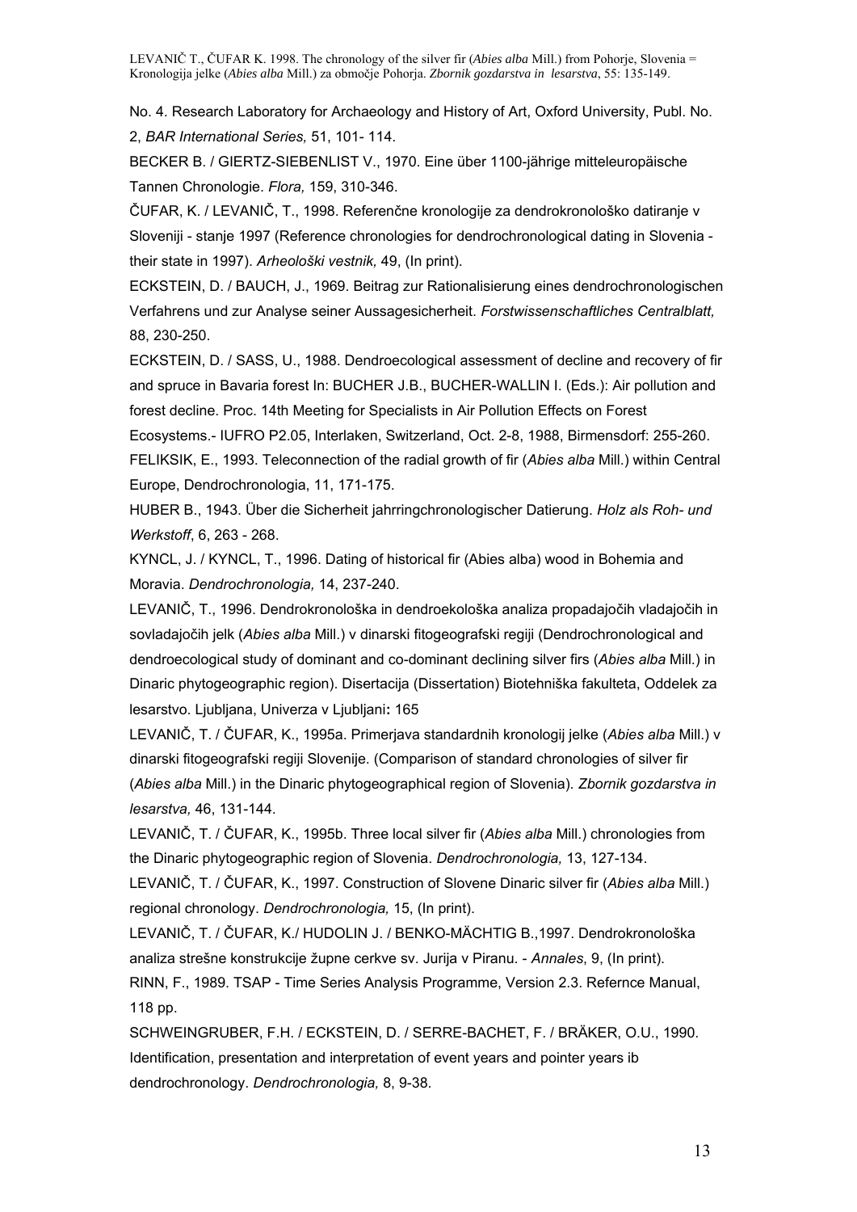No. 4. Research Laboratory for Archaeology and History of Art, Oxford University, Publ. No. 2, *BAR International Series,* 51, 101- 114.

BECKER B. / GIERTZ-SIEBENLIST V., 1970. Eine über 1100-jährige mitteleuropäische Tannen Chronologie. *Flora,* 159, 310-346.

ČUFAR, K. / LEVANIČ, T., 1998. Referenčne kronologije za dendrokronološko datiranje v Sloveniji - stanje 1997 (Reference chronologies for dendrochronological dating in Slovenia - their state in 1997). *Arheološki vestnik,* 49, (In print).

ECKSTEIN, D. / BAUCH, J., 1969. Beitrag zur Rationalisierung eines dendrochronologischen Verfahrens und zur Analyse seiner Aussagesicherheit. *Forstwissenschaftliches Centralblatt,* 88, 230-250.

ECKSTEIN, D. / SASS, U., 1988. Dendroecological assessment of decline and recovery of fir and spruce in Bavaria forest In: BUCHER J.B., BUCHER-WALLIN I. (Eds.): Air pollution and forest decline. Proc. 14th Meeting for Specialists in Air Pollution Effects on Forest Ecosystems.- IUFRO P2.05, Interlaken, Switzerland, Oct. 2-8, 1988, Birmensdorf: 255-260.

FELIKSIK, E., 1993. Teleconnection of the radial growth of fir (*Abies alba* Mill.) within Central Europe, Dendrochronologia, 11, 171-175.

HUBER B., 1943. Über die Sicherheit jahrringchronologischer Datierung. *Holz als Roh- und Werkstoff*, 6, 263 - 268.

KYNCL, J. / KYNCL, T., 1996. Dating of historical fir (Abies alba) wood in Bohemia and Moravia. *Dendrochronologia,* 14, 237-240.

LEVANIČ, T., 1996. Dendrokronološka in dendroekološka analiza propadajočih vladajočih in sovladajočih jelk (*Abies alba* Mill.) v dinarski fitogeografski regiji (Dendrochronological and dendroecological study of dominant and co-dominant declining silver firs (*Abies alba* Mill.) in Dinaric phytogeographic region). Disertacija (Dissertation) Biotehniška fakulteta, Oddelek za lesarstvo. Ljubljana, Univerza v Ljubljani**:** 165

LEVANIČ, T. / ČUFAR, K., 1995a. Primerjava standardnih kronologij jelke (*Abies alba* Mill.) v dinarski fitogeografski regiji Slovenije. (Comparison of standard chronologies of silver fir (*Abies alba* Mill.) in the Dinaric phytogeographical region of Slovenia). *Zbornik gozdarstva in lesarstva,* 46, 131-144.

LEVANIČ, T. / ČUFAR, K., 1995b. Three local silver fir (*Abies alba* Mill.) chronologies from the Dinaric phytogeographic region of Slovenia. *Dendrochronologia,* 13, 127-134.

LEVANIČ, T. / ČUFAR, K., 1997. Construction of Slovene Dinaric silver fir (*Abies alba* Mill.) regional chronology. *Dendrochronologia,* 15, (In print).

LEVANIČ, T. / ČUFAR, K./ HUDOLIN J. / BENKO-MÄCHTIG B.,1997. Dendrokronološka analiza strešne konstrukcije župne cerkve sv. Jurija v Piranu. - *Annales*, 9, (In print).

RINN, F., 1989. TSAP - Time Series Analysis Programme, Version 2.3. Refernce Manual, 118 pp.

SCHWEINGRUBER, F.H. / ECKSTEIN, D. / SERRE-BACHET, F. / BRÄKER, O.U., 1990. Identification, presentation and interpretation of event years and pointer years ib dendrochronology. *Dendrochronologia,* 8, 9-38.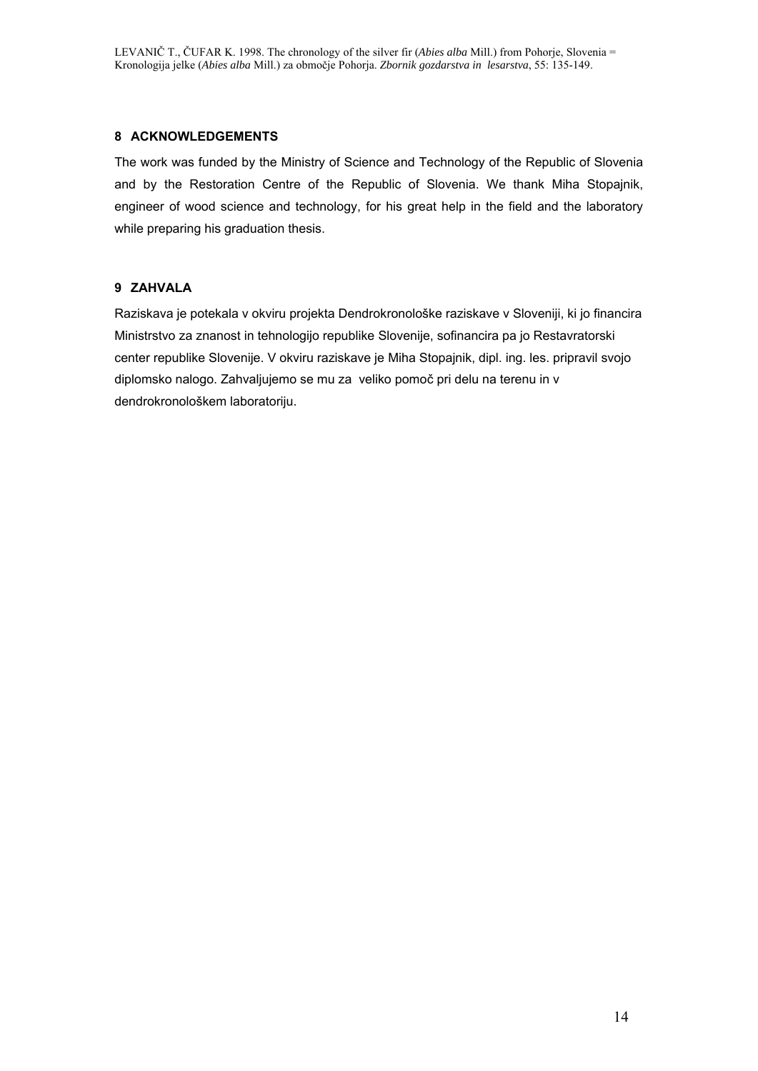## 8 ACKNOWLEDGEMENTS

The work was funded by the Ministry of Science and Technology of the Republic of Slovenia and by the Restoration Centre of the Republic of Slovenia. We thank Miha Stopajnik, engineer of wood science and technology, for his great help in the field and the laboratory while preparing his graduation thesis.

## 9 ZAHVALA

Raziskava je potekala v okviru projekta Dendrokronološke raziskave v Sloveniji, ki jo financira Ministrstvo za znanost in tehnologijo republike Slovenije, sofinancira pa jo Restavratorski center republike Slovenije. V okviru raziskave je Miha Stopajnik, dipl. ing. les. pripravil svojo diplomsko nalogo. Zahvaljujemo se mu za veliko pomoč pri delu na terenu in v dendrokronološkem laboratoriju.